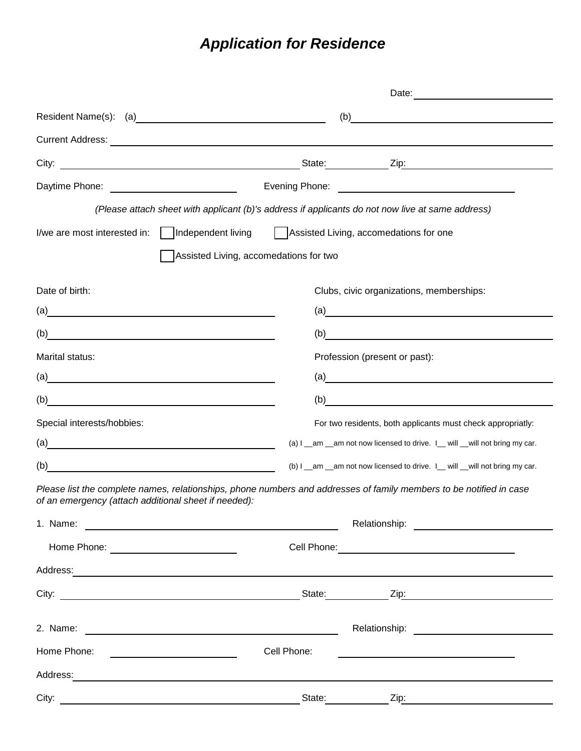# *Application for Residence*

Date: ____________________

Resident Name(s): (a) ______________________________ (b) ______________________________

Current Address: ____________________________________________________________

City: ______________________________ State: __________ Zip: ____________________

Daytime Phone: ____________________ Evening Phone: ____________________

*(Please attach sheet with applicant (b)'s address if applicants do not now live at same address)*

I/we are most interested in: ☐ Independent living ☐ Assisted Living, accomedations for one

☐ Assisted Living, accomedations for two

Date of birth:

(a) ______________________________

(b) ______________________________

Marital status:

(a) ______________________________

(b) ______________________________

Special interests/hobbies:

(a) ______________________________

(b) ______________________________

Clubs, civic organizations, memberships:

(a) ______________________________

(b) ______________________________

Profession (present or past):

(a) ______________________________

(b) ______________________________

For two residents, both applicants must check appropriatly:

(a) I __am __am not now licensed to drive. I__ will __will not bring my car.

(b) I __am __am not now licensed to drive. I__ will __will not bring my car.

*Please list the complete names, relationships, phone numbers and addresses of family members to be notified in case of an emergency (attach additional sheet if needed):*

1. Name: ______________________________ Relationship: ____________________

Home Phone: ____________________ Cell Phone: ____________________

Address: ____________________________________________________________

City: ______________________________ State: __________ Zip: ____________________

2. Name: ______________________________ Relationship: ____________________

Home Phone: ____________________ Cell Phone: ____________________

Address: ____________________________________________________________

City: ______________________________ State: __________ Zip: ____________________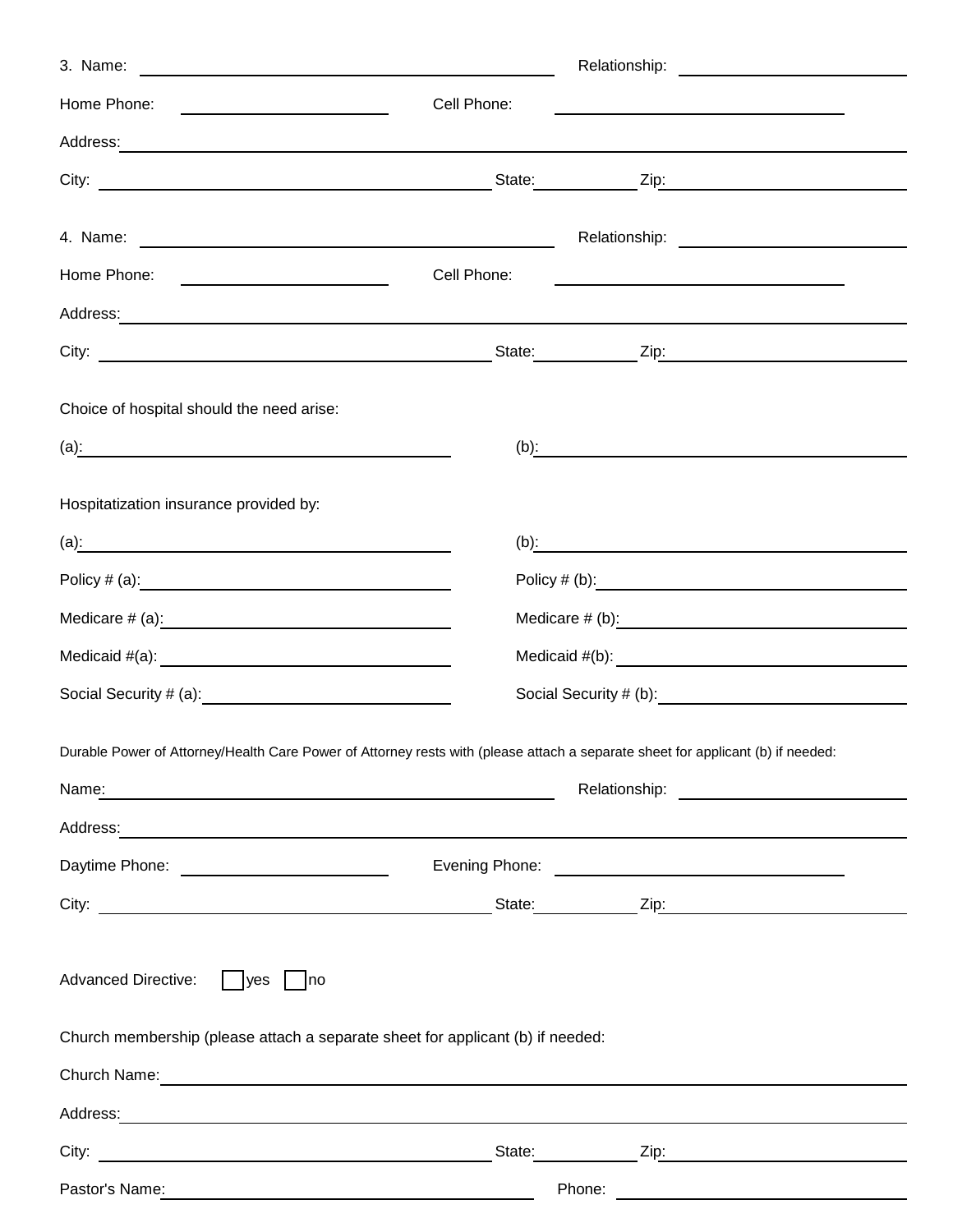3. Name: ______________________________ Relationship: ____________________

Home Phone: ____________________ Cell Phone: ____________________

Address: ____________________________________________________________

City: ______________________________ State: __________ Zip: ____________________

4. Name: ______________________________ Relationship: ____________________

Home Phone: ____________________ Cell Phone: ____________________

Address: ____________________________________________________________

City: ______________________________ State: __________ Zip: ____________________

Choice of hospital should the need arise:

(a): ______________________________ (b): ______________________________

Hospitatization insurance provided by:

(a): ______________________________ (b): ______________________________

Policy # (a): ______________________________ Policy # (b): ______________________________

Medicare # (a): ______________________________ Medicare # (b): ______________________________

Medicaid #(a): ______________________________ Medicaid #(b): ______________________________

Social Security # (a): ______________________________ Social Security # (b): ______________________________

Durable Power of Attorney/Health Care Power of Attorney rests with (please attach a separate sheet for applicant (b) if needed:

Name: ______________________________ Relationship: ____________________

Address: ____________________________________________________________

Daytime Phone: ____________________ Evening Phone: ____________________

City: ______________________________ State: __________ Zip: ____________________

Advanced Directive: ☐ yes ☐ no

Church membership (please attach a separate sheet for applicant (b) if needed:

Church Name: ____________________________________________________________

Address: ____________________________________________________________

City: ______________________________ State: __________ Zip: ____________________

Pastor's Name: ______________________________ Phone: ____________________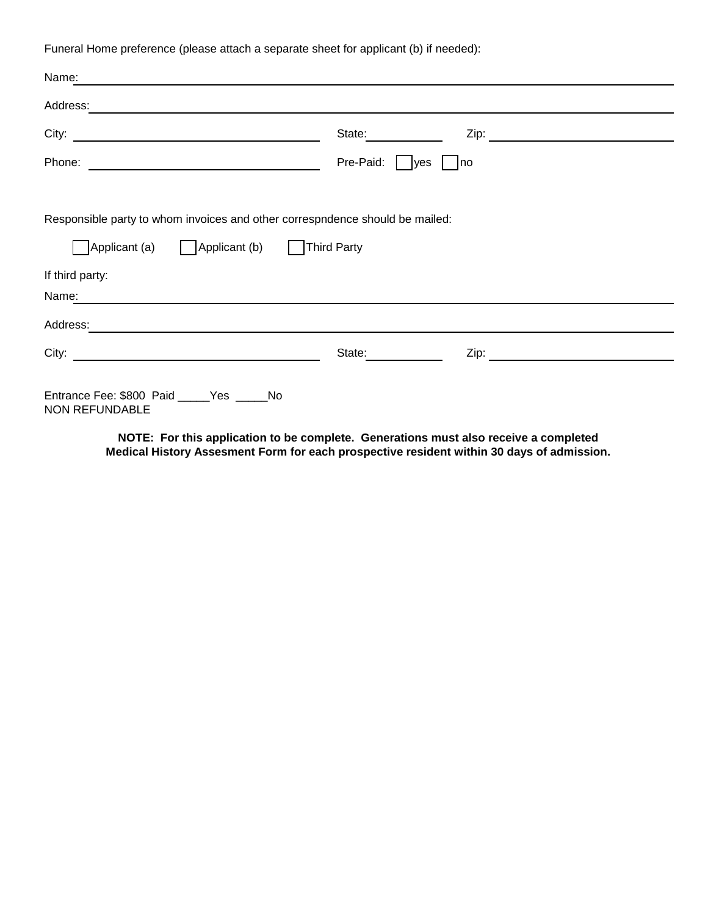Funeral Home preference (please attach a separate sheet for applicant (b) if needed):

Name: ____________________________________________

Address: ____________________________________________

City: ______________________ State: __________ Zip: ______________

Phone: ______________________ Pre-Paid: ☐ yes ☐ no

Responsible party to whom invoices and other correspndence should be mailed:

☐ Applicant (a) ☐ Applicant (b) ☐ Third Party

If third party:

Name: ____________________________________________

Address: ____________________________________________

City: ______________________ State: __________ Zip: ______________

Entrance Fee: $800 Paid _____Yes _____No
NON REFUNDABLE

**NOTE: For this application to be complete. Generations must also receive a completed Medical History Assesment Form for each prospective resident within 30 days of admission.**